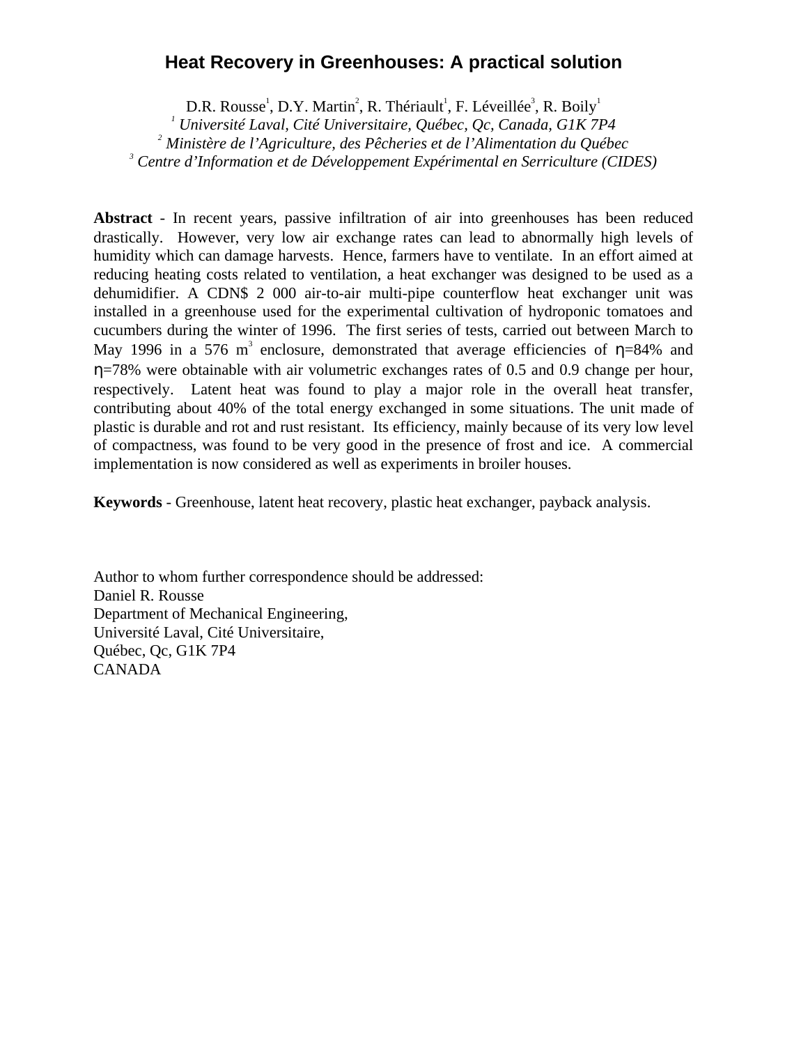# Heat Recovery in Greenhouses: A practical solution

D.R. Rousse[1], D.Y. Martin[2], R. Thériault[1], F. Léveillée[3], R. Boily[1]

[1] *Université Laval, Cité Universitaire, Québec, Qc, Canada, G1K 7P4*

[2] *Ministère de l'Agriculture, des Pêcheries et de l'Alimentation du Québec*

[3] *Centre d'Information et de Développement Expérimental en Serriculture (CIDES)*

**Abstract** - In recent years, passive infiltration of air into greenhouses has been reduced drastically. However, very low air exchange rates can lead to abnormally high levels of humidity which can damage harvests. Hence, farmers have to ventilate. In an effort aimed at reducing heating costs related to ventilation, a heat exchanger was designed to be used as a dehumidifier. A CDN$ 2 000 air-to-air multi-pipe counterflow heat exchanger unit was installed in a greenhouse used for the experimental cultivation of hydroponic tomatoes and cucumbers during the winter of 1996. The first series of tests, carried out between March to May 1996 in a 576 $m^3$ enclosure, demonstrated that average efficiencies of $\eta$=84% and $\eta$=78% were obtainable with air volumetric exchanges rates of 0.5 and 0.9 change per hour, respectively. Latent heat was found to play a major role in the overall heat transfer, contributing about 40% of the total energy exchanged in some situations. The unit made of plastic is durable and rot and rust resistant. Its efficiency, mainly because of its very low level of compactness, was found to be very good in the presence of frost and ice. A commercial implementation is now considered as well as experiments in broiler houses.

**Keywords** - Greenhouse, latent heat recovery, plastic heat exchanger, payback analysis.

Author to whom further correspondence should be addressed:
Daniel R. Rousse
Department of Mechanical Engineering,
Université Laval, Cité Universitaire,
Québec, Qc, G1K 7P4
CANADA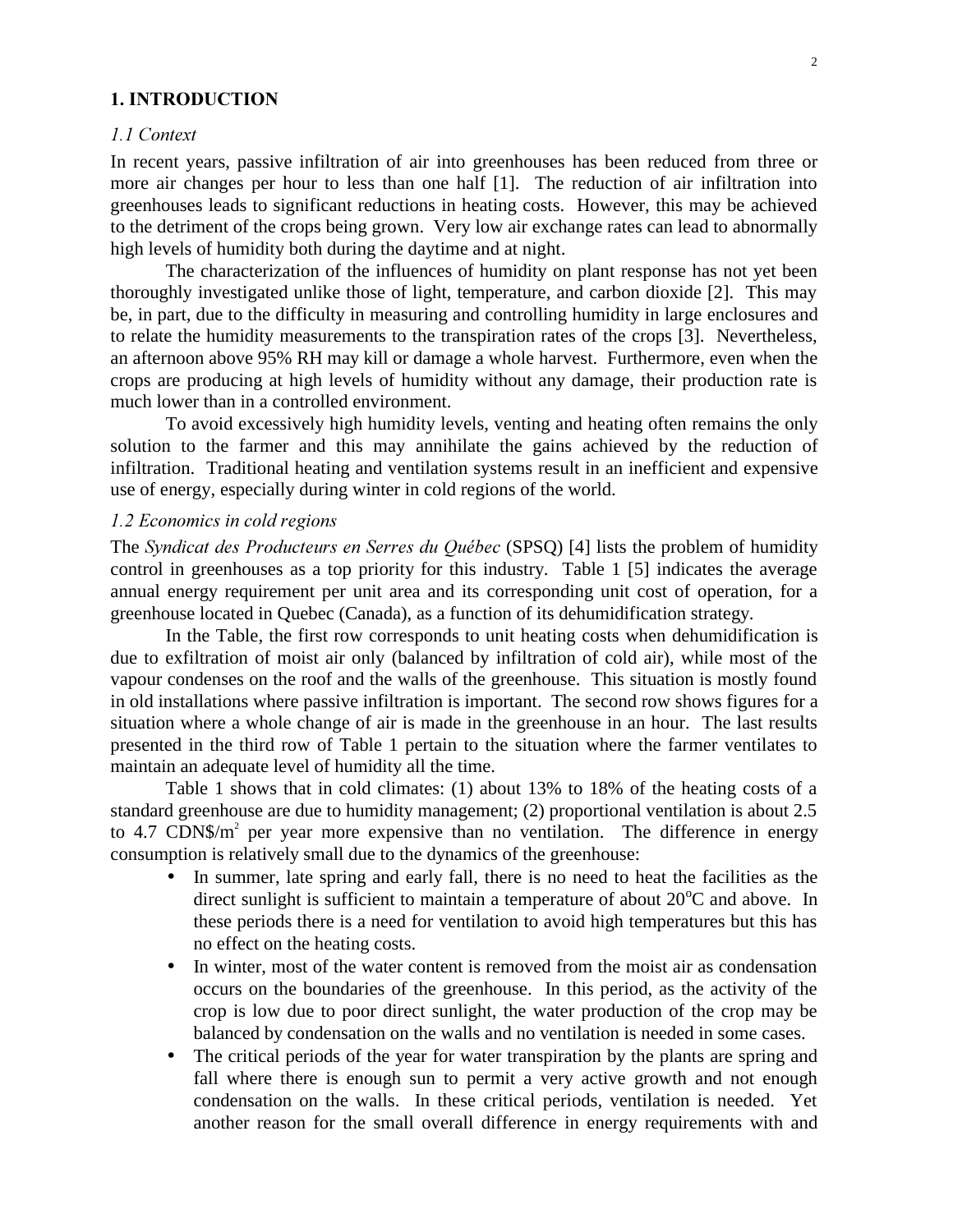## 1. INTRODUCTION

### *1.1 Context*

In recent years, passive infiltration of air into greenhouses has been reduced from three or more air changes per hour to less than one half [1]. The reduction of air infiltration into greenhouses leads to significant reductions in heating costs. However, this may be achieved to the detriment of the crops being grown. Very low air exchange rates can lead to abnormally high levels of humidity both during the daytime and at night.

The characterization of the influences of humidity on plant response has not yet been thoroughly investigated unlike those of light, temperature, and carbon dioxide [2]. This may be, in part, due to the difficulty in measuring and controlling humidity in large enclosures and to relate the humidity measurements to the transpiration rates of the crops [3]. Nevertheless, an afternoon above 95% RH may kill or damage a whole harvest. Furthermore, even when the crops are producing at high levels of humidity without any damage, their production rate is much lower than in a controlled environment.

To avoid excessively high humidity levels, venting and heating often remains the only solution to the farmer and this may annihilate the gains achieved by the reduction of infiltration. Traditional heating and ventilation systems result in an inefficient and expensive use of energy, especially during winter in cold regions of the world.

### *1.2 Economics in cold regions*

The *Syndicat des Producteurs en Serres du Québec* (SPSQ) [4] lists the problem of humidity control in greenhouses as a top priority for this industry. Table 1 [5] indicates the average annual energy requirement per unit area and its corresponding unit cost of operation, for a greenhouse located in Quebec (Canada), as a function of its dehumidification strategy.

In the Table, the first row corresponds to unit heating costs when dehumidification is due to exfiltration of moist air only (balanced by infiltration of cold air), while most of the vapour condenses on the roof and the walls of the greenhouse. This situation is mostly found in old installations where passive infiltration is important. The second row shows figures for a situation where a whole change of air is made in the greenhouse in an hour. The last results presented in the third row of Table 1 pertain to the situation where the farmer ventilates to maintain an adequate level of humidity all the time.

Table 1 shows that in cold climates: (1) about 13% to 18% of the heating costs of a standard greenhouse are due to humidity management; (2) proportional ventilation is about 2.5 to 4.7 CDN$/m$^2$ per year more expensive than no ventilation. The difference in energy consumption is relatively small due to the dynamics of the greenhouse:

- In summer, late spring and early fall, there is no need to heat the facilities as the direct sunlight is sufficient to maintain a temperature of about 20$^{o}$C and above. In these periods there is a need for ventilation to avoid high temperatures but this has no effect on the heating costs.
- In winter, most of the water content is removed from the moist air as condensation occurs on the boundaries of the greenhouse. In this period, as the activity of the crop is low due to poor direct sunlight, the water production of the crop may be balanced by condensation on the walls and no ventilation is needed in some cases.
- The critical periods of the year for water transpiration by the plants are spring and fall where there is enough sun to permit a very active growth and not enough condensation on the walls. In these critical periods, ventilation is needed. Yet another reason for the small overall difference in energy requirements with and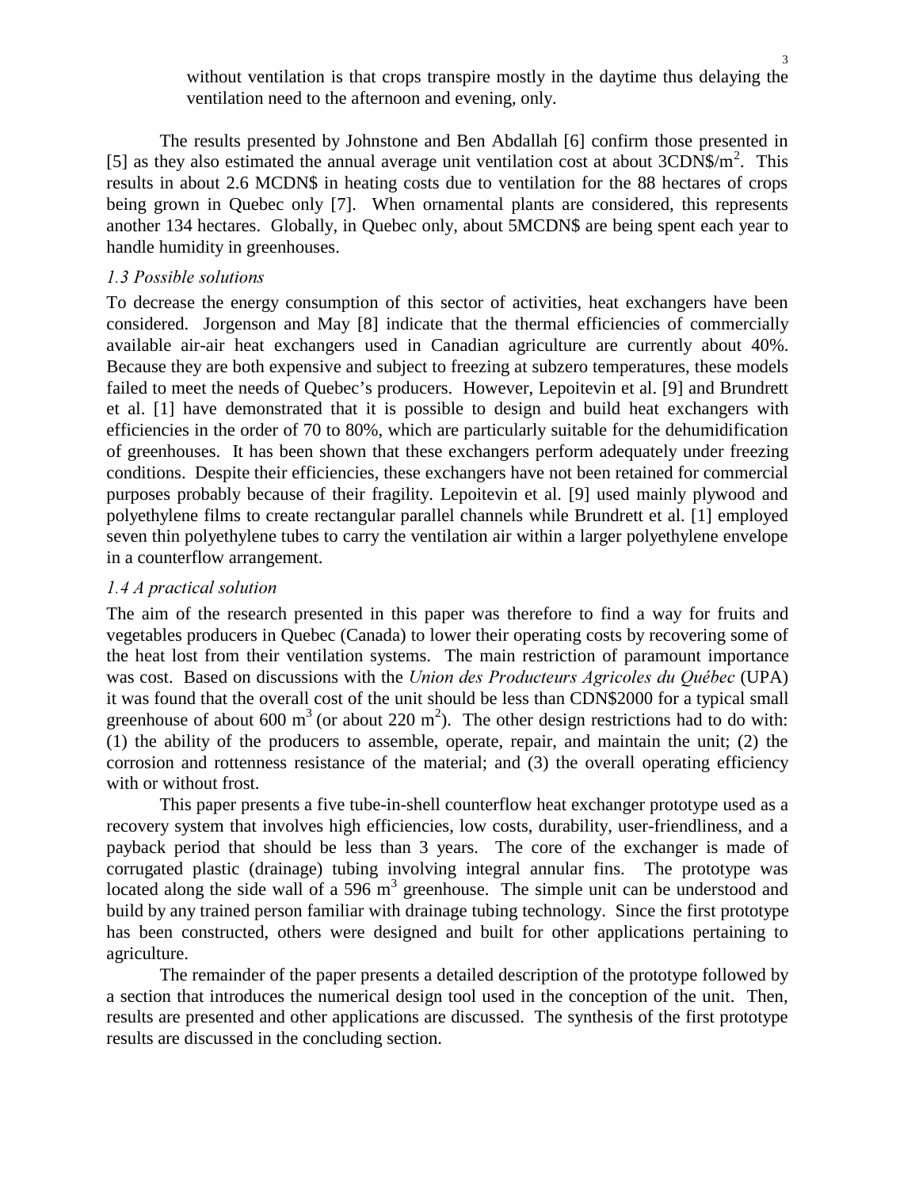without ventilation is that crops transpire mostly in the daytime thus delaying the ventilation need to the afternoon and evening, only.

The results presented by Johnstone and Ben Abdallah [6] confirm those presented in [5] as they also estimated the annual average unit ventilation cost at about 3CDN\$/m$^2$. This results in about 2.6 MCDN\$ in heating costs due to ventilation for the 88 hectares of crops being grown in Quebec only [7]. When ornamental plants are considered, this represents another 134 hectares. Globally, in Quebec only, about 5MCDN\$ are being spent each year to handle humidity in greenhouses.

### *1.3 Possible solutions*

To decrease the energy consumption of this sector of activities, heat exchangers have been considered. Jorgenson and May [8] indicate that the thermal efficiencies of commercially available air-air heat exchangers used in Canadian agriculture are currently about 40%. Because they are both expensive and subject to freezing at subzero temperatures, these models failed to meet the needs of Quebec's producers. However, Lepoitevin et al. [9] and Brundrett et al. [1] have demonstrated that it is possible to design and build heat exchangers with efficiencies in the order of 70 to 80%, which are particularly suitable for the dehumidification of greenhouses. It has been shown that these exchangers perform adequately under freezing conditions. Despite their efficiencies, these exchangers have not been retained for commercial purposes probably because of their fragility. Lepoitevin et al. [9] used mainly plywood and polyethylene films to create rectangular parallel channels while Brundrett et al. [1] employed seven thin polyethylene tubes to carry the ventilation air within a larger polyethylene envelope in a counterflow arrangement.

### *1.4 A practical solution*

The aim of the research presented in this paper was therefore to find a way for fruits and vegetables producers in Quebec (Canada) to lower their operating costs by recovering some of the heat lost from their ventilation systems. The main restriction of paramount importance was cost. Based on discussions with the *Union des Producteurs Agricoles du Québec* (UPA) it was found that the overall cost of the unit should be less than CDN\$2000 for a typical small greenhouse of about 600 m$^3$ (or about 220 m$^2$). The other design restrictions had to do with: (1) the ability of the producers to assemble, operate, repair, and maintain the unit; (2) the corrosion and rottenness resistance of the material; and (3) the overall operating efficiency with or without frost.

This paper presents a five tube-in-shell counterflow heat exchanger prototype used as a recovery system that involves high efficiencies, low costs, durability, user-friendliness, and a payback period that should be less than 3 years. The core of the exchanger is made of corrugated plastic (drainage) tubing involving integral annular fins. The prototype was located along the side wall of a 596 m$^3$ greenhouse. The simple unit can be understood and build by any trained person familiar with drainage tubing technology. Since the first prototype has been constructed, others were designed and built for other applications pertaining to agriculture.

The remainder of the paper presents a detailed description of the prototype followed by a section that introduces the numerical design tool used in the conception of the unit. Then, results are presented and other applications are discussed. The synthesis of the first prototype results are discussed in the concluding section.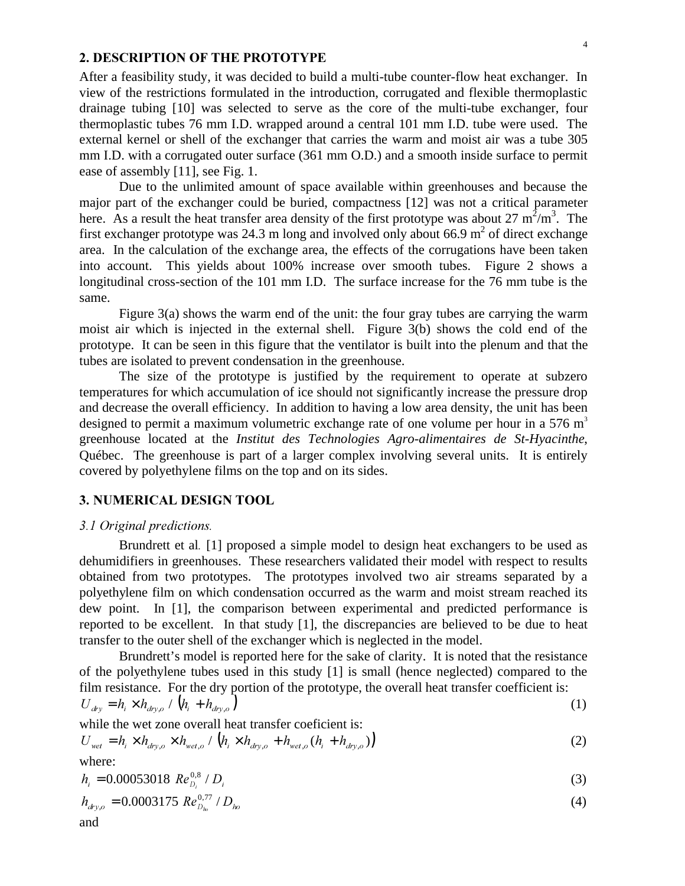## 2. DESCRIPTION OF THE PROTOTYPE

After a feasibility study, it was decided to build a multi-tube counter-flow heat exchanger. In view of the restrictions formulated in the introduction, corrugated and flexible thermoplastic drainage tubing [10] was selected to serve as the core of the multi-tube exchanger, four thermoplastic tubes 76 mm I.D. wrapped around a central 101 mm I.D. tube were used. The external kernel or shell of the exchanger that carries the warm and moist air was a tube 305 mm I.D. with a corrugated outer surface (361 mm O.D.) and a smooth inside surface to permit ease of assembly [11], see Fig. 1.

Due to the unlimited amount of space available within greenhouses and because the major part of the exchanger could be buried, compactness [12] was not a critical parameter here. As a result the heat transfer area density of the first prototype was about 27 m$^2$/m$^3$. The first exchanger prototype was 24.3 m long and involved only about 66.9 m$^2$ of direct exchange area. In the calculation of the exchange area, the effects of the corrugations have been taken into account. This yields about 100% increase over smooth tubes. Figure 2 shows a longitudinal cross-section of the 101 mm I.D. The surface increase for the 76 mm tube is the same.

Figure 3(a) shows the warm end of the unit: the four gray tubes are carrying the warm moist air which is injected in the external shell. Figure 3(b) shows the cold end of the prototype. It can be seen in this figure that the ventilator is built into the plenum and that the tubes are isolated to prevent condensation in the greenhouse.

The size of the prototype is justified by the requirement to operate at subzero temperatures for which accumulation of ice should not significantly increase the pressure drop and decrease the overall efficiency. In addition to having a low area density, the unit has been designed to permit a maximum volumetric exchange rate of one volume per hour in a 576 m$^3$ greenhouse located at the *Institut des Technologies Agro-alimentaires de St-Hyacinthe*, Québec. The greenhouse is part of a larger complex involving several units. It is entirely covered by polyethylene films on the top and on its sides.

## 3. NUMERICAL DESIGN TOOL

### *3.1 Original predictions.*

Brundrett et al. [1] proposed a simple model to design heat exchangers to be used as dehumidifiers in greenhouses. These researchers validated their model with respect to results obtained from two prototypes. The prototypes involved two air streams separated by a polyethylene film on which condensation occurred as the warm and moist stream reached its dew point. In [1], the comparison between experimental and predicted performance is reported to be excellent. In that study [1], the discrepancies are believed to be due to heat transfer to the outer shell of the exchanger which is neglected in the model.

Brundrett's model is reported here for the sake of clarity. It is noted that the resistance of the polyethylene tubes used in this study [1] is small (hence neglected) compared to the film resistance. For the dry portion of the prototype, the overall heat transfer coefficient is:

$$U_{dry} = h_i \times h_{dry,o} \,/\, \left(h_i + h_{dry,o}\right) \tag{1}$$

while the wet zone overall heat transfer coeficient is:

$$U_{wet} = h_i \times h_{dry,o} \times h_{wet,o} \,/\, \left(h_i \times h_{dry,o} + h_{wet,o}(h_i + h_{dry,o})\right) \tag{2}$$

where:

$$h_i = 0.00053018 \; Re_{D_i}^{0,8} \,/\, D_i \tag{3}$$

$$h_{dry,o} = 0.0003175 \; Re_{D_{ho}}^{0,77} \,/\, D_{ho} \tag{4}$$

and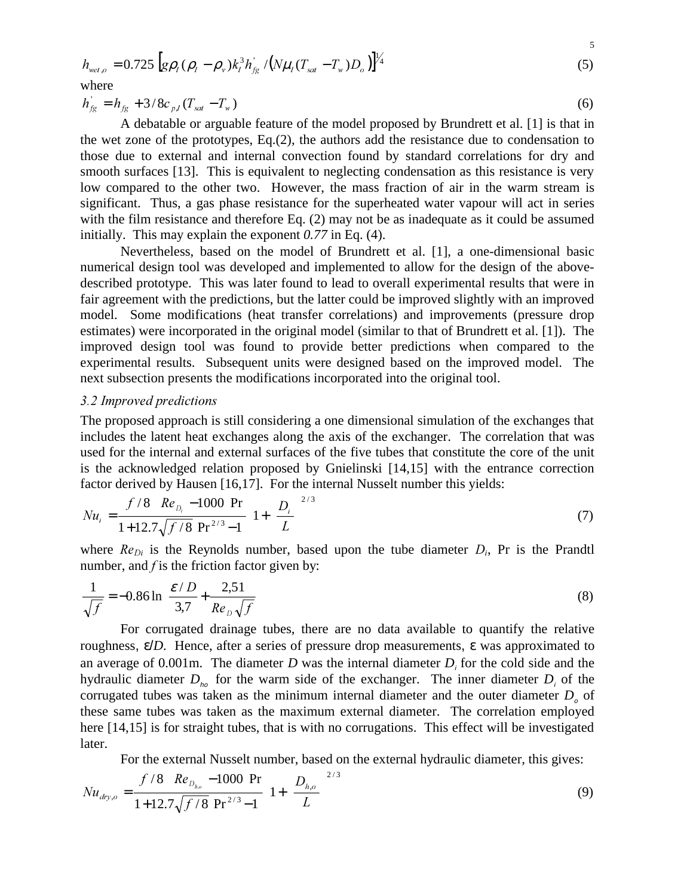$$h_{wet,o} = 0.725 \left[ g\rho_l (\rho_l - \rho_v) k_l^3 h'_{fg} / \left( N\mu_l (T_{sat} - T_w) D_o \right) \right]^{1/4} \tag{5}$$

where

$$h'_{fg} = h_{fg} + 3/8 c_{p,l} (T_{sat} - T_w) \tag{6}$$

A debatable or arguable feature of the model proposed by Brundrett et al. [1] is that in the wet zone of the prototypes, Eq.(2), the authors add the resistance due to condensation to those due to external and internal convection found by standard correlations for dry and smooth surfaces [13]. This is equivalent to neglecting condensation as this resistance is very low compared to the other two. However, the mass fraction of air in the warm stream is significant. Thus, a gas phase resistance for the superheated water vapour will act in series with the film resistance and therefore Eq. (2) may not be as inadequate as it could be assumed initially. This may explain the exponent *0.77* in Eq. (4).

Nevertheless, based on the model of Brundrett et al. [1], a one-dimensional basic numerical design tool was developed and implemented to allow for the design of the above-described prototype. This was later found to lead to overall experimental results that were in fair agreement with the predictions, but the latter could be improved slightly with an improved model. Some modifications (heat transfer correlations) and improvements (pressure drop estimates) were incorporated in the original model (similar to that of Brundrett et al. [1]). The improved design tool was found to provide better predictions when compared to the experimental results. Subsequent units were designed based on the improved model. The next subsection presents the modifications incorporated into the original tool.

### *3.2 Improved predictions*

The proposed approach is still considering a one dimensional simulation of the exchanges that includes the latent heat exchanges along the axis of the exchanger. The correlation that was used for the internal and external surfaces of the five tubes that constitute the core of the unit is the acknowledged relation proposed by Gnielinski [14,15] with the entrance correction factor derived by Hausen [16,17]. For the internal Nusselt number this yields:

$$Nu_i = \frac{(f/8)\left(Re_{D_i} - 1000\right)\Pr}{1 + 12.7\sqrt{f/8}\left(\Pr^{2/3} - 1\right)} \left[1 + \left(\frac{D_i}{L}\right)^{2/3}\right] \tag{7}$$

where $Re_{Di}$ is the Reynolds number, based upon the tube diameter $D_i$, Pr is the Prandtl number, and $f$ is the friction factor given by:

$$\frac{1}{\sqrt{f}} = -0.86 \ln\left(\frac{\varepsilon / D}{3{,}7} + \frac{2{,}51}{Re_D \sqrt{f}}\right) \tag{8}$$

For corrugated drainage tubes, there are no data available to quantify the relative roughness, $\varepsilon/D$. Hence, after a series of pressure drop measurements, $\varepsilon$ was approximated to an average of 0.001m. The diameter $D$ was the internal diameter $D_i$ for the cold side and the hydraulic diameter $D_{ho}$ for the warm side of the exchanger. The inner diameter $D_i$ of the corrugated tubes was taken as the minimum internal diameter and the outer diameter $D_o$ of these same tubes was taken as the maximum external diameter. The correlation employed here [14,15] is for straight tubes, that is with no corrugations. This effect will be investigated later.

For the external Nusselt number, based on the external hydraulic diameter, this gives:

$$Nu_{dry,o} = \frac{(f/8)\left(Re_{D_{h,o}} - 1000\right)\Pr}{1 + 12.7\sqrt{f/8}\left(\Pr^{2/3} - 1\right)} \left[1 + \left(\frac{D_{h,o}}{L}\right)^{2/3}\right] \tag{9}$$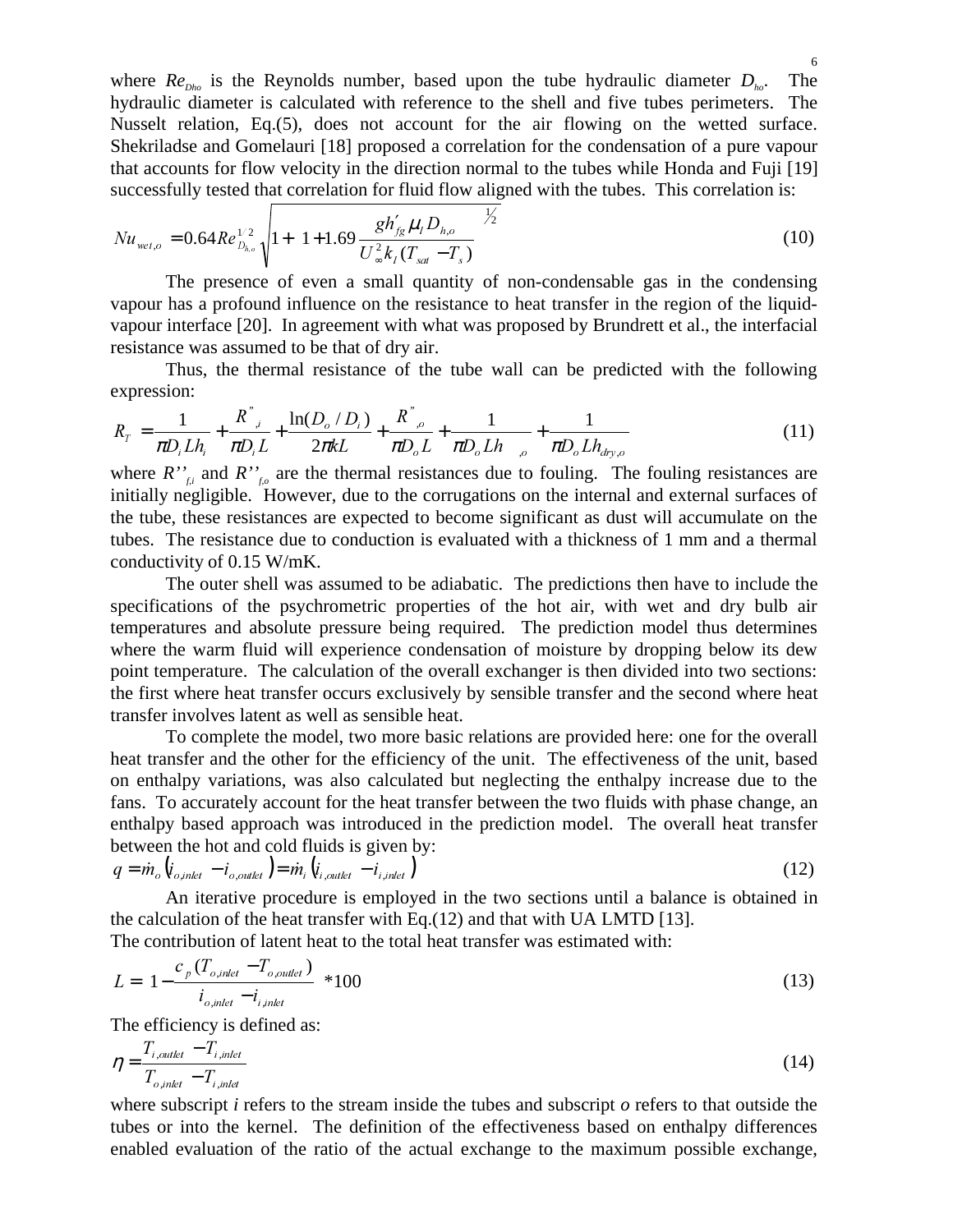where $Re_{Dho}$ is the Reynolds number, based upon the tube hydraulic diameter $D_{ho}$. The hydraulic diameter is calculated with reference to the shell and five tubes perimeters. The Nusselt relation, Eq.(5), does not account for the air flowing on the wetted surface. Shekriladse and Gomelauri [18] proposed a correlation for the condensation of a pure vapour that accounts for flow velocity in the direction normal to the tubes while Honda and Fuji [19] successfully tested that correlation for fluid flow aligned with the tubes. This correlation is:

$$Nu_{wet,o} = 0.64 Re_{D_{h,o}}^{1/2} \sqrt{1 + \left(1 + 1.69 \frac{g h'_{fg} \mu_l D_{h,o}}{U_\infty^2 k_l (T_{sat} - T_s)}\right)^{1/2}} \tag{10}$$

The presence of even a small quantity of non-condensable gas in the condensing vapour has a profound influence on the resistance to heat transfer in the region of the liquid-vapour interface [20]. In agreement with what was proposed by Brundrett et al., the interfacial resistance was assumed to be that of dry air.

Thus, the thermal resistance of the tube wall can be predicted with the following expression:

$$R_T = \frac{1}{\pi D_i L h_i} + \frac{R''_{f,i}}{\pi D_i L} + \frac{\ln(D_o / D_i)}{2\pi k L} + \frac{R''_{f,o}}{\pi D_o L} + \frac{1}{\pi D_o L h_{wet,o}} + \frac{1}{\pi D_o L h_{dry,o}} \tag{11}$$

where $R''_{f,i}$ and $R''_{f,o}$ are the thermal resistances due to fouling. The fouling resistances are initially negligible. However, due to the corrugations on the internal and external surfaces of the tube, these resistances are expected to become significant as dust will accumulate on the tubes. The resistance due to conduction is evaluated with a thickness of 1 mm and a thermal conductivity of 0.15 W/mK.

The outer shell was assumed to be adiabatic. The predictions then have to include the specifications of the psychrometric properties of the hot air, with wet and dry bulb air temperatures and absolute pressure being required. The prediction model thus determines where the warm fluid will experience condensation of moisture by dropping below its dew point temperature. The calculation of the overall exchanger is then divided into two sections: the first where heat transfer occurs exclusively by sensible transfer and the second where heat transfer involves latent as well as sensible heat.

To complete the model, two more basic relations are provided here: one for the overall heat transfer and the other for the efficiency of the unit. The effectiveness of the unit, based on enthalpy variations, was also calculated but neglecting the enthalpy increase due to the fans. To accurately account for the heat transfer between the two fluids with phase change, an enthalpy based approach was introduced in the prediction model. The overall heat transfer between the hot and cold fluids is given by:

$$q = \dot{m}_o \left(i_{o,inlet} - i_{o,outlet}\right) = \dot{m}_i \left(i_{i,outlet} - i_{i,inlet}\right) \tag{12}$$

An iterative procedure is employed in the two sections until a balance is obtained in the calculation of the heat transfer with Eq.(12) and that with UA LMTD [13].
The contribution of latent heat to the total heat transfer was estimated with:

$$L = \left(1 - \frac{c_p (T_{o,inlet} - T_{o,outlet})}{i_{o,inlet} - i_{i,inlet}}\right) * 100 \tag{13}$$

The efficiency is defined as:

$$\eta = \frac{T_{i,outlet} - T_{i,inlet}}{T_{o,inlet} - T_{i,inlet}} \tag{14}$$

where subscript *i* refers to the stream inside the tubes and subscript *o* refers to that outside the tubes or into the kernel. The definition of the effectiveness based on enthalpy differences enabled evaluation of the ratio of the actual exchange to the maximum possible exchange,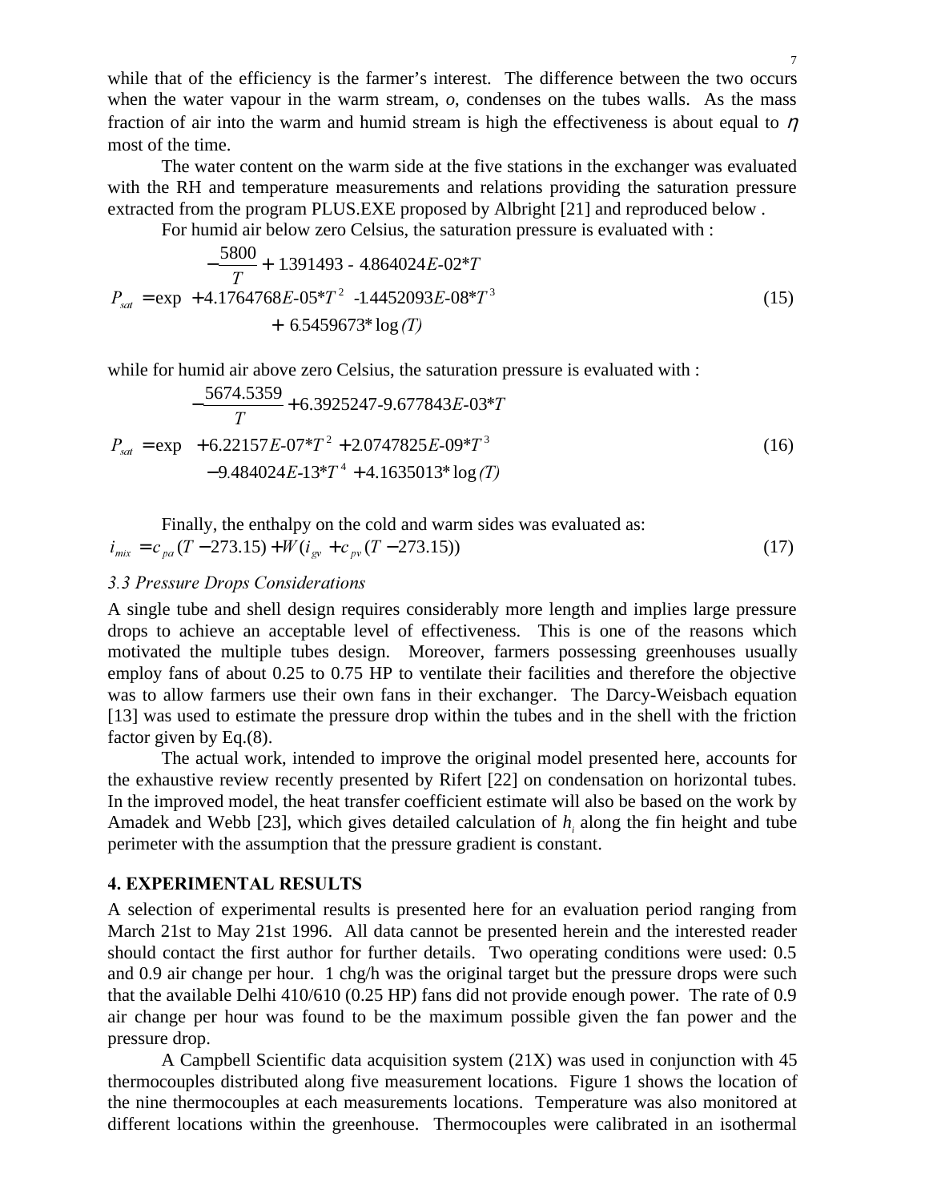while that of the efficiency is the farmer's interest. The difference between the two occurs when the water vapour in the warm stream, *o*, condenses on the tubes walls. As the mass fraction of air into the warm and humid stream is high the effectiveness is about equal to $\eta$ most of the time.

The water content on the warm side at the five stations in the exchanger was evaluated with the RH and temperature measurements and relations providing the saturation pressure extracted from the program PLUS.EXE proposed by Albright [21] and reproduced below .

For humid air below zero Celsius, the saturation pressure is evaluated with :

$$P_{sat} = \exp \begin{pmatrix} -\dfrac{5800}{T} + 1.391493 - 4.864024E\text{-}02{*}T \\ +4.1764768E\text{-}05{*}T^2 - 1.4452093E\text{-}08{*}T^3 \\ +\ 6.5459673{*}\log(T) \end{pmatrix} \tag{15}$$

while for humid air above zero Celsius, the saturation pressure is evaluated with :

$$P_{sat} = \exp \begin{pmatrix} -\dfrac{5674.5359}{T} + 6.3925247 - 9.677843E\text{-}03{*}T \\ +6.22157E\text{-}07{*}T^2 + 2.0747825E\text{-}09{*}T^3 \\ -9.484024E\text{-}13{*}T^4 + 4.1635013{*}\log(T) \end{pmatrix} \tag{16}$$

Finally, the enthalpy on the cold and warm sides was evaluated as:

$$i_{mix} = c_{pa}(T - 273.15) + W(i_{gv} + c_{pv}(T - 273.15)) \tag{17}$$

### *3.3 Pressure Drops Considerations*

A single tube and shell design requires considerably more length and implies large pressure drops to achieve an acceptable level of effectiveness. This is one of the reasons which motivated the multiple tubes design. Moreover, farmers possessing greenhouses usually employ fans of about 0.25 to 0.75 HP to ventilate their facilities and therefore the objective was to allow farmers use their own fans in their exchanger. The Darcy-Weisbach equation [13] was used to estimate the pressure drop within the tubes and in the shell with the friction factor given by Eq.(8).

The actual work, intended to improve the original model presented here, accounts for the exhaustive review recently presented by Rifert [22] on condensation on horizontal tubes. In the improved model, the heat transfer coefficient estimate will also be based on the work by Amadek and Webb [23], which gives detailed calculation of $h_i$ along the fin height and tube perimeter with the assumption that the pressure gradient is constant.

## 4. EXPERIMENTAL RESULTS

A selection of experimental results is presented here for an evaluation period ranging from March 21st to May 21st 1996. All data cannot be presented herein and the interested reader should contact the first author for further details. Two operating conditions were used: 0.5 and 0.9 air change per hour. 1 chg/h was the original target but the pressure drops were such that the available Delhi 410/610 (0.25 HP) fans did not provide enough power. The rate of 0.9 air change per hour was found to be the maximum possible given the fan power and the pressure drop.

A Campbell Scientific data acquisition system (21X) was used in conjunction with 45 thermocouples distributed along five measurement locations. Figure 1 shows the location of the nine thermocouples at each measurements locations. Temperature was also monitored at different locations within the greenhouse. Thermocouples were calibrated in an isothermal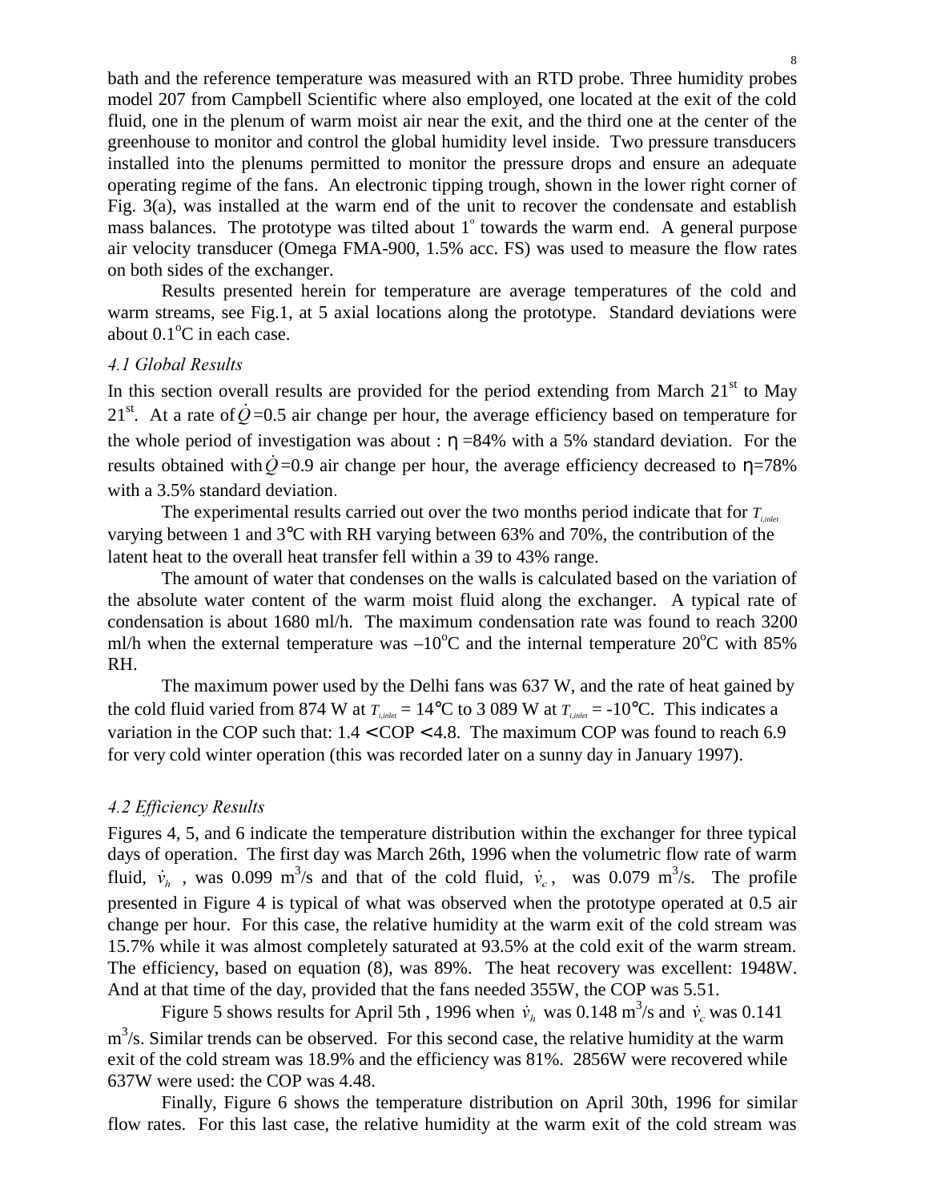bath and the reference temperature was measured with an RTD probe. Three humidity probes model 207 from Campbell Scientific where also employed, one located at the exit of the cold fluid, one in the plenum of warm moist air near the exit, and the third one at the center of the greenhouse to monitor and control the global humidity level inside. Two pressure transducers installed into the plenums permitted to monitor the pressure drops and ensure an adequate operating regime of the fans. An electronic tipping trough, shown in the lower right corner of Fig. 3(a), was installed at the warm end of the unit to recover the condensate and establish mass balances. The prototype was tilted about 1° towards the warm end. A general purpose air velocity transducer (Omega FMA-900, 1.5% acc. FS) was used to measure the flow rates on both sides of the exchanger.

Results presented herein for temperature are average temperatures of the cold and warm streams, see Fig.1, at 5 axial locations along the prototype. Standard deviations were about 0.1°C in each case.

### *4.1 Global Results*

In this section overall results are provided for the period extending from March 21st to May 21st. At a rate of $\dot{Q}$=0.5 air change per hour, the average efficiency based on temperature for the whole period of investigation was about : $\eta$ =84% with a 5% standard deviation. For the results obtained with $\dot{Q}$=0.9 air change per hour, the average efficiency decreased to $\eta$=78% with a 3.5% standard deviation.

The experimental results carried out over the two months period indicate that for $T_{i,inlet}$ varying between 1 and 3°C with RH varying between 63% and 70%, the contribution of the latent heat to the overall heat transfer fell within a 39 to 43% range.

The amount of water that condenses on the walls is calculated based on the variation of the absolute water content of the warm moist fluid along the exchanger. A typical rate of condensation is about 1680 ml/h. The maximum condensation rate was found to reach 3200 ml/h when the external temperature was –10°C and the internal temperature 20°C with 85% RH.

The maximum power used by the Delhi fans was 637 W, and the rate of heat gained by the cold fluid varied from 874 W at $T_{i,inlet}$ = 14°C to 3 089 W at $T_{i,inlet}$ = -10°C. This indicates a variation in the COP such that: 1.4 < COP < 4.8. The maximum COP was found to reach 6.9 for very cold winter operation (this was recorded later on a sunny day in January 1997).

### *4.2 Efficiency Results*

Figures 4, 5, and 6 indicate the temperature distribution within the exchanger for three typical days of operation. The first day was March 26th, 1996 when the volumetric flow rate of warm fluid, $\dot{v}_h$ , was 0.099 m$^3$/s and that of the cold fluid, $\dot{v}_c$, was 0.079 m$^3$/s. The profile presented in Figure 4 is typical of what was observed when the prototype operated at 0.5 air change per hour. For this case, the relative humidity at the warm exit of the cold stream was 15.7% while it was almost completely saturated at 93.5% at the cold exit of the warm stream. The efficiency, based on equation (8), was 89%. The heat recovery was excellent: 1948W. And at that time of the day, provided that the fans needed 355W, the COP was 5.51.

Figure 5 shows results for April 5th , 1996 when $\dot{v}_h$ was 0.148 m$^3$/s and $\dot{v}_c$ was 0.141 m$^3$/s. Similar trends can be observed. For this second case, the relative humidity at the warm exit of the cold stream was 18.9% and the efficiency was 81%. 2856W were recovered while 637W were used: the COP was 4.48.

Finally, Figure 6 shows the temperature distribution on April 30th, 1996 for similar flow rates. For this last case, the relative humidity at the warm exit of the cold stream was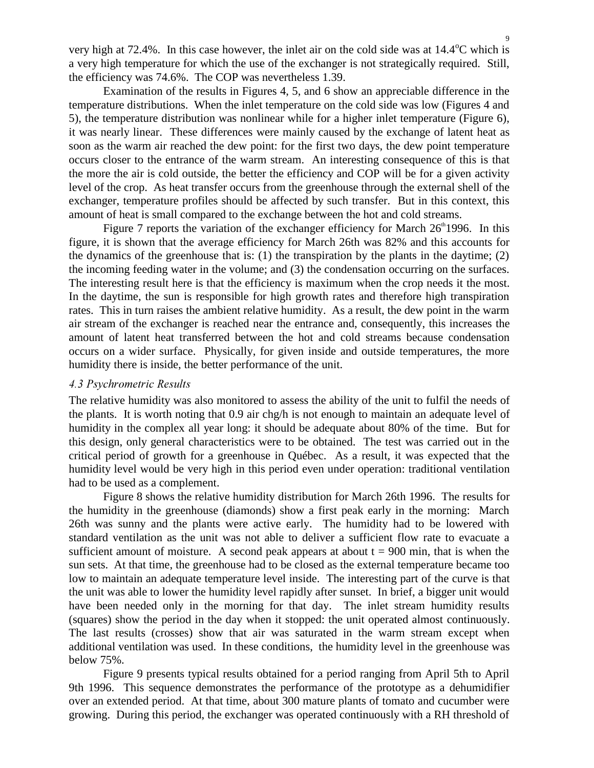very high at 72.4%. In this case however, the inlet air on the cold side was at 14.4°C which is a very high temperature for which the use of the exchanger is not strategically required. Still, the efficiency was 74.6%. The COP was nevertheless 1.39.

Examination of the results in Figures 4, 5, and 6 show an appreciable difference in the temperature distributions. When the inlet temperature on the cold side was low (Figures 4 and 5), the temperature distribution was nonlinear while for a higher inlet temperature (Figure 6), it was nearly linear. These differences were mainly caused by the exchange of latent heat as soon as the warm air reached the dew point: for the first two days, the dew point temperature occurs closer to the entrance of the warm stream. An interesting consequence of this is that the more the air is cold outside, the better the efficiency and COP will be for a given activity level of the crop. As heat transfer occurs from the greenhouse through the external shell of the exchanger, temperature profiles should be affected by such transfer. But in this context, this amount of heat is small compared to the exchange between the hot and cold streams.

Figure 7 reports the variation of the exchanger efficiency for March 26th 1996. In this figure, it is shown that the average efficiency for March 26th was 82% and this accounts for the dynamics of the greenhouse that is: (1) the transpiration by the plants in the daytime; (2) the incoming feeding water in the volume; and (3) the condensation occurring on the surfaces. The interesting result here is that the efficiency is maximum when the crop needs it the most. In the daytime, the sun is responsible for high growth rates and therefore high transpiration rates. This in turn raises the ambient relative humidity. As a result, the dew point in the warm air stream of the exchanger is reached near the entrance and, consequently, this increases the amount of latent heat transferred between the hot and cold streams because condensation occurs on a wider surface. Physically, for given inside and outside temperatures, the more humidity there is inside, the better performance of the unit.

### *4.3 Psychrometric Results*

The relative humidity was also monitored to assess the ability of the unit to fulfil the needs of the plants. It is worth noting that 0.9 air chg/h is not enough to maintain an adequate level of humidity in the complex all year long: it should be adequate about 80% of the time. But for this design, only general characteristics were to be obtained. The test was carried out in the critical period of growth for a greenhouse in Québec. As a result, it was expected that the humidity level would be very high in this period even under operation: traditional ventilation had to be used as a complement.

Figure 8 shows the relative humidity distribution for March 26th 1996. The results for the humidity in the greenhouse (diamonds) show a first peak early in the morning: March 26th was sunny and the plants were active early. The humidity had to be lowered with standard ventilation as the unit was not able to deliver a sufficient flow rate to evacuate a sufficient amount of moisture. A second peak appears at about $t = 900$ min, that is when the sun sets. At that time, the greenhouse had to be closed as the external temperature became too low to maintain an adequate temperature level inside. The interesting part of the curve is that the unit was able to lower the humidity level rapidly after sunset. In brief, a bigger unit would have been needed only in the morning for that day. The inlet stream humidity results (squares) show the period in the day when it stopped: the unit operated almost continuously. The last results (crosses) show that air was saturated in the warm stream except when additional ventilation was used. In these conditions, the humidity level in the greenhouse was below 75%.

Figure 9 presents typical results obtained for a period ranging from April 5th to April 9th 1996. This sequence demonstrates the performance of the prototype as a dehumidifier over an extended period. At that time, about 300 mature plants of tomato and cucumber were growing. During this period, the exchanger was operated continuously with a RH threshold of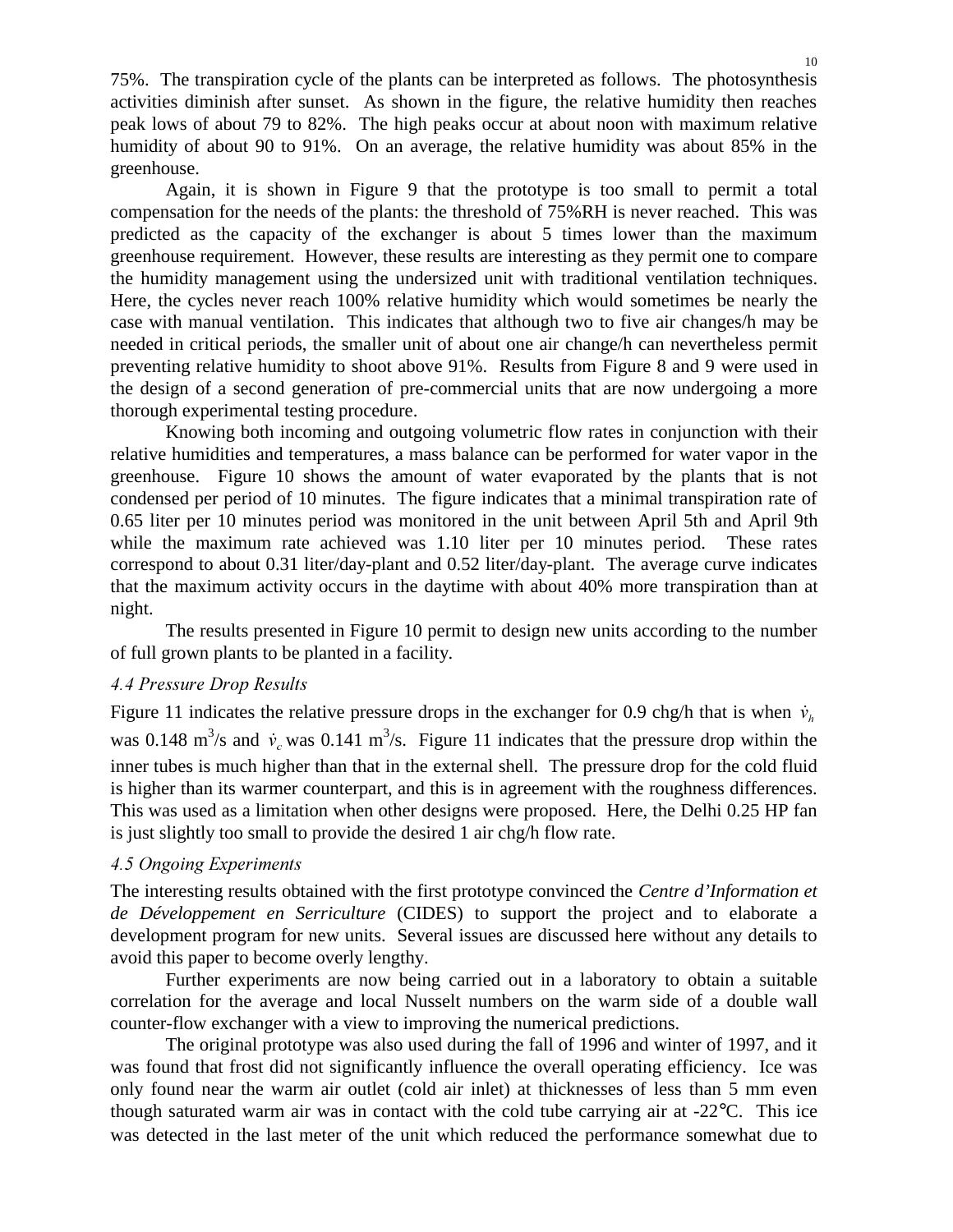75%. The transpiration cycle of the plants can be interpreted as follows. The photosynthesis activities diminish after sunset. As shown in the figure, the relative humidity then reaches peak lows of about 79 to 82%. The high peaks occur at about noon with maximum relative humidity of about 90 to 91%. On an average, the relative humidity was about 85% in the greenhouse.

Again, it is shown in Figure 9 that the prototype is too small to permit a total compensation for the needs of the plants: the threshold of 75%RH is never reached. This was predicted as the capacity of the exchanger is about 5 times lower than the maximum greenhouse requirement. However, these results are interesting as they permit one to compare the humidity management using the undersized unit with traditional ventilation techniques. Here, the cycles never reach 100% relative humidity which would sometimes be nearly the case with manual ventilation. This indicates that although two to five air changes/h may be needed in critical periods, the smaller unit of about one air change/h can nevertheless permit preventing relative humidity to shoot above 91%. Results from Figure 8 and 9 were used in the design of a second generation of pre-commercial units that are now undergoing a more thorough experimental testing procedure.

Knowing both incoming and outgoing volumetric flow rates in conjunction with their relative humidities and temperatures, a mass balance can be performed for water vapor in the greenhouse. Figure 10 shows the amount of water evaporated by the plants that is not condensed per period of 10 minutes. The figure indicates that a minimal transpiration rate of 0.65 liter per 10 minutes period was monitored in the unit between April 5th and April 9th while the maximum rate achieved was 1.10 liter per 10 minutes period. These rates correspond to about 0.31 liter/day-plant and 0.52 liter/day-plant. The average curve indicates that the maximum activity occurs in the daytime with about 40% more transpiration than at night.

The results presented in Figure 10 permit to design new units according to the number of full grown plants to be planted in a facility.

### *4.4 Pressure Drop Results*

Figure 11 indicates the relative pressure drops in the exchanger for 0.9 chg/h that is when $\dot{v}_h$ was 0.148 $m^3/s$ and $\dot{v}_c$ was 0.141 $m^3/s$. Figure 11 indicates that the pressure drop within the inner tubes is much higher than that in the external shell. The pressure drop for the cold fluid is higher than its warmer counterpart, and this is in agreement with the roughness differences. This was used as a limitation when other designs were proposed. Here, the Delhi 0.25 HP fan is just slightly too small to provide the desired 1 air chg/h flow rate.

### *4.5 Ongoing Experiments*

The interesting results obtained with the first prototype convinced the *Centre d'Information et de Développement en Serriculture* (CIDES) to support the project and to elaborate a development program for new units. Several issues are discussed here without any details to avoid this paper to become overly lengthy.

Further experiments are now being carried out in a laboratory to obtain a suitable correlation for the average and local Nusselt numbers on the warm side of a double wall counter-flow exchanger with a view to improving the numerical predictions.

The original prototype was also used during the fall of 1996 and winter of 1997, and it was found that frost did not significantly influence the overall operating efficiency. Ice was only found near the warm air outlet (cold air inlet) at thicknesses of less than 5 mm even though saturated warm air was in contact with the cold tube carrying air at -22°C. This ice was detected in the last meter of the unit which reduced the performance somewhat due to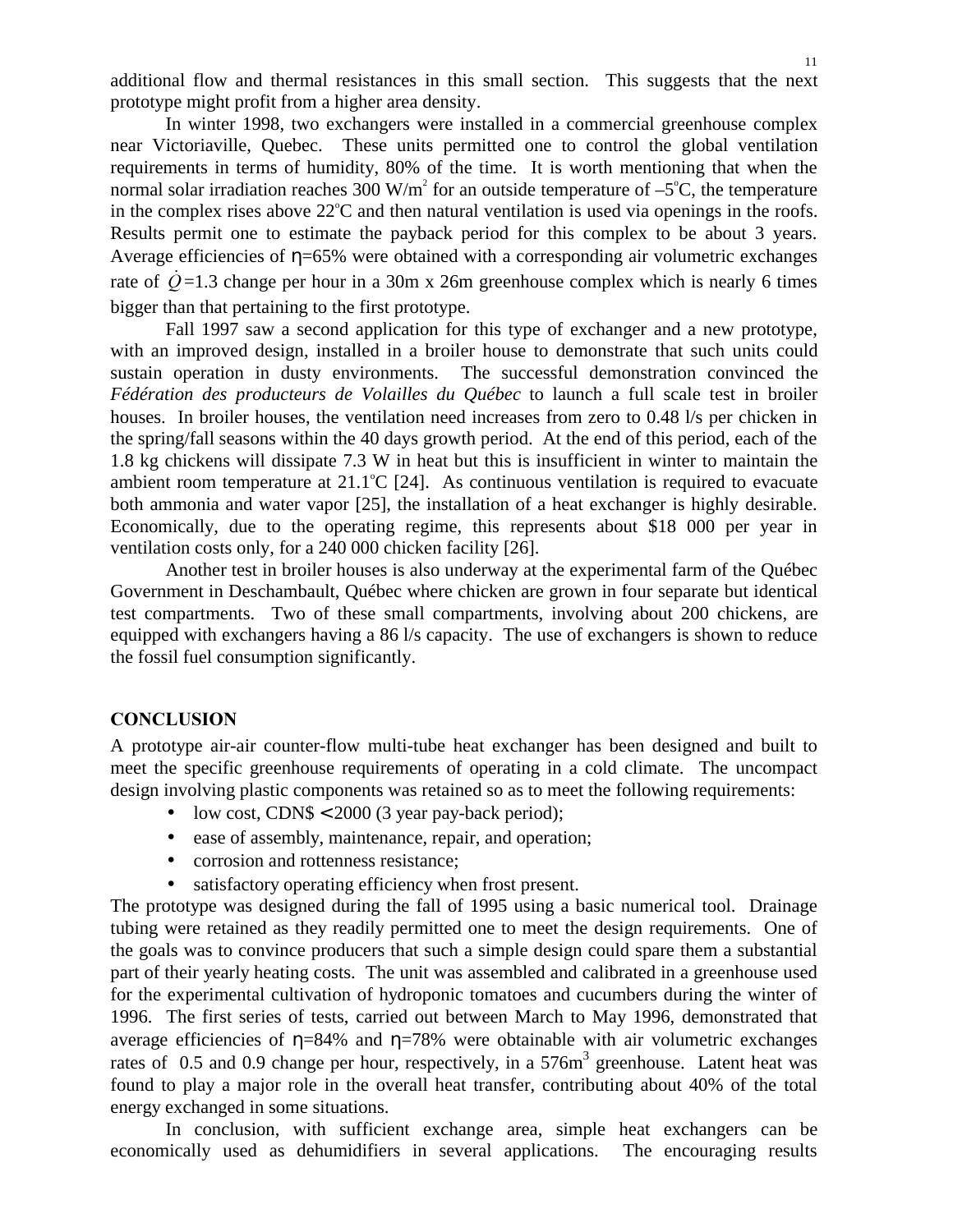additional flow and thermal resistances in this small section. This suggests that the next prototype might profit from a higher area density.

In winter 1998, two exchangers were installed in a commercial greenhouse complex near Victoriaville, Quebec. These units permitted one to control the global ventilation requirements in terms of humidity, 80% of the time. It is worth mentioning that when the normal solar irradiation reaches 300 W/m$^2$ for an outside temperature of –5$^o$C, the temperature in the complex rises above 22$^o$C and then natural ventilation is used via openings in the roofs. Results permit one to estimate the payback period for this complex to be about 3 years. Average efficiencies of $\eta$=65% were obtained with a corresponding air volumetric exchanges rate of $\dot{Q}$=1.3 change per hour in a 30m x 26m greenhouse complex which is nearly 6 times bigger than that pertaining to the first prototype.

Fall 1997 saw a second application for this type of exchanger and a new prototype, with an improved design, installed in a broiler house to demonstrate that such units could sustain operation in dusty environments. The successful demonstration convinced the *Fédération des producteurs de Volailles du Québec* to launch a full scale test in broiler houses. In broiler houses, the ventilation need increases from zero to 0.48 l/s per chicken in the spring/fall seasons within the 40 days growth period. At the end of this period, each of the 1.8 kg chickens will dissipate 7.3 W in heat but this is insufficient in winter to maintain the ambient room temperature at 21.1$^o$C [24]. As continuous ventilation is required to evacuate both ammonia and water vapor [25], the installation of a heat exchanger is highly desirable. Economically, due to the operating regime, this represents about \$18 000 per year in ventilation costs only, for a 240 000 chicken facility [26].

Another test in broiler houses is also underway at the experimental farm of the Québec Government in Deschambault, Québec where chicken are grown in four separate but identical test compartments. Two of these small compartments, involving about 200 chickens, are equipped with exchangers having a 86 l/s capacity. The use of exchangers is shown to reduce the fossil fuel consumption significantly.

## CONCLUSION

A prototype air-air counter-flow multi-tube heat exchanger has been designed and built to meet the specific greenhouse requirements of operating in a cold climate. The uncompact design involving plastic components was retained so as to meet the following requirements:

- low cost, CDN\$ $<$ 2000 (3 year pay-back period);
- ease of assembly, maintenance, repair, and operation;
- corrosion and rottenness resistance;
- satisfactory operating efficiency when frost present.

The prototype was designed during the fall of 1995 using a basic numerical tool. Drainage tubing were retained as they readily permitted one to meet the design requirements. One of the goals was to convince producers that such a simple design could spare them a substantial part of their yearly heating costs. The unit was assembled and calibrated in a greenhouse used for the experimental cultivation of hydroponic tomatoes and cucumbers during the winter of 1996. The first series of tests, carried out between March to May 1996, demonstrated that average efficiencies of $\eta$=84% and $\eta$=78% were obtainable with air volumetric exchanges rates of 0.5 and 0.9 change per hour, respectively, in a 576m$^3$ greenhouse. Latent heat was found to play a major role in the overall heat transfer, contributing about 40% of the total energy exchanged in some situations.

In conclusion, with sufficient exchange area, simple heat exchangers can be economically used as dehumidifiers in several applications. The encouraging results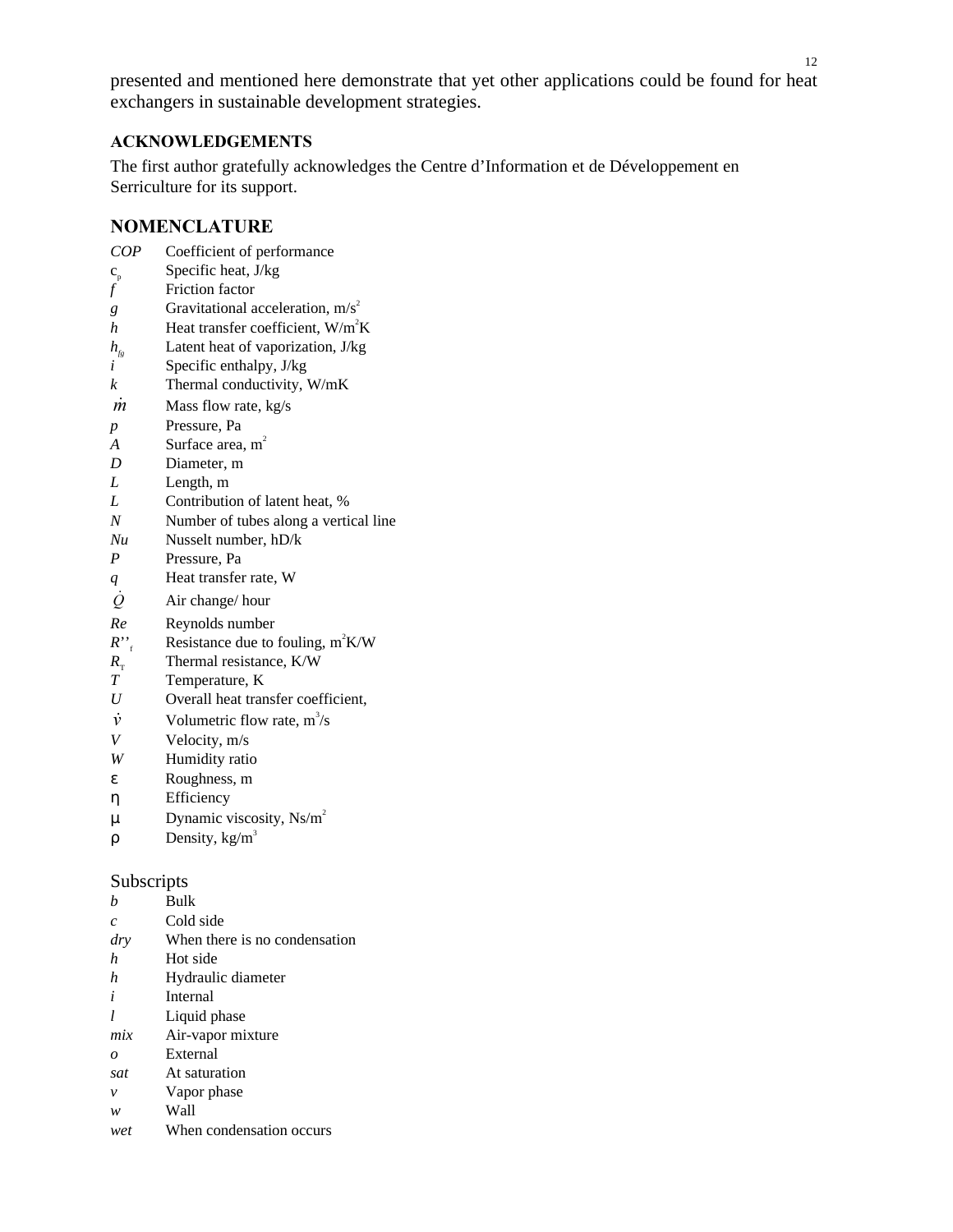presented and mentioned here demonstrate that yet other applications could be found for heat exchangers in sustainable development strategies.

### ACKNOWLEDGEMENTS

The first author gratefully acknowledges the Centre d'Information et de Développement en Serriculture for its support.

## NOMENCLATURE

| | |
|---|---|
| *COP* | Coefficient of performance |
| $c_p$ | Specific heat, J/kg |
| *f* | Friction factor |
| *g* | Gravitational acceleration, m/s$^2$ |
| *h* | Heat transfer coefficient, W/m$^2$K |
| $h_{fg}$ | Latent heat of vaporization, J/kg |
| *i* | Specific enthalpy, J/kg |
| *k* | Thermal conductivity, W/mK |
| $\dot{m}$ | Mass flow rate, kg/s |
| *p* | Pressure, Pa |
| *A* | Surface area, m$^2$ |
| *D* | Diameter, m |
| *L* | Length, m |
| *L* | Contribution of latent heat, % |
| *N* | Number of tubes along a vertical line |
| *Nu* | Nusselt number, hD/k |
| *P* | Pressure, Pa |
| *q* | Heat transfer rate, W |
| $\dot{Q}$ | Air change/ hour |
| *Re* | Reynolds number |
| $R''_f$ | Resistance due to fouling, m$^2$K/W |
| $R_T$ | Thermal resistance, K/W |
| *T* | Temperature, K |
| *U* | Overall heat transfer coefficient, |
| $\dot{v}$ | Volumetric flow rate, m$^3$/s |
| *V* | Velocity, m/s |
| *W* | Humidity ratio |
| $\varepsilon$ | Roughness, m |
| $\eta$ | Efficiency |
| $\mu$ | Dynamic viscosity, Ns/m$^2$ |
| $\rho$ | Density, kg/m$^3$ |

### Subscripts

| | |
|---|---|
| *b* | Bulk |
| *c* | Cold side |
| *dry* | When there is no condensation |
| *h* | Hot side |
| *h* | Hydraulic diameter |
| *i* | Internal |
| *l* | Liquid phase |
| *mix* | Air-vapor mixture |
| *o* | External |
| *sat* | At saturation |
| *v* | Vapor phase |
| *w* | Wall |
| *wet* | When condensation occurs |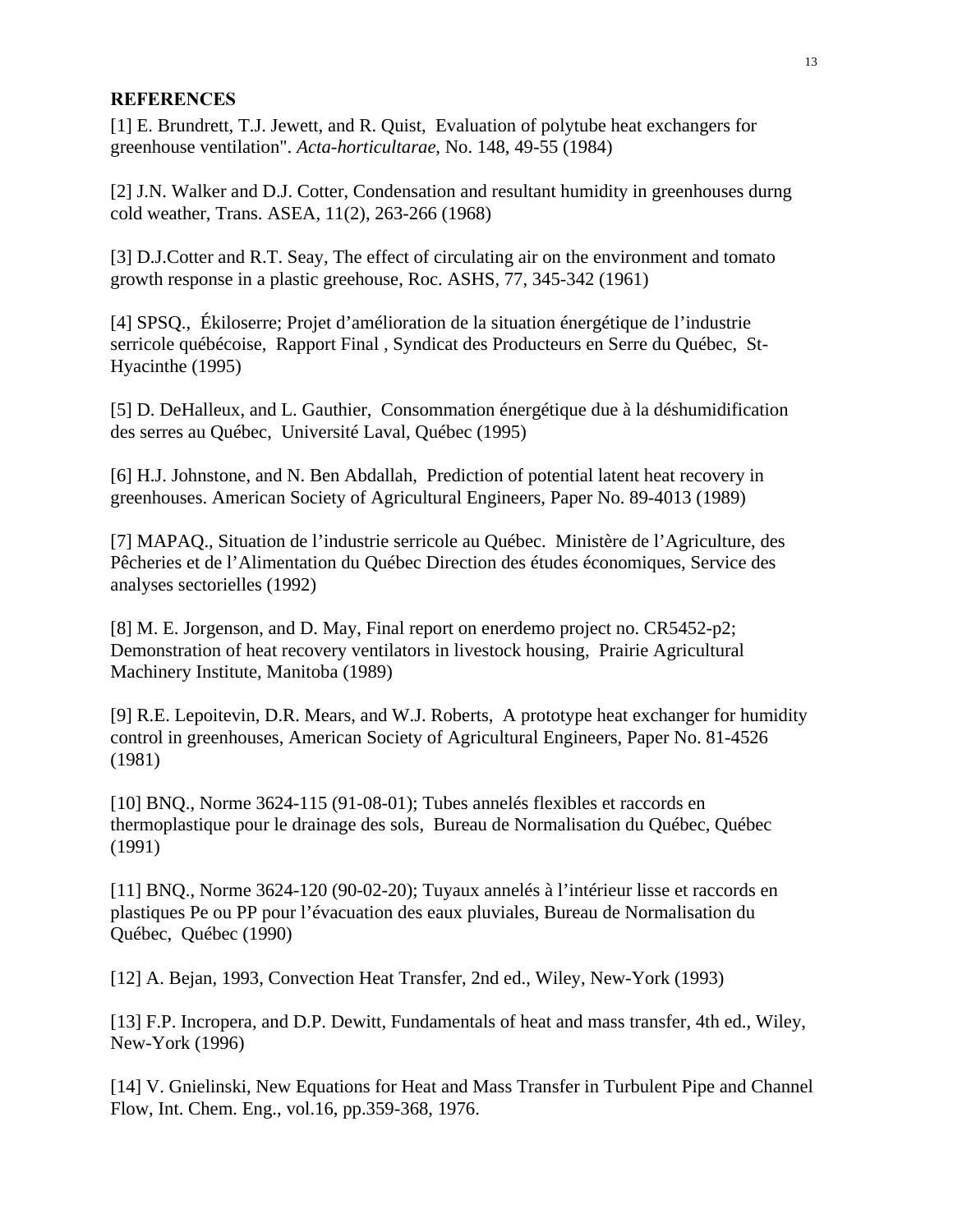## REFERENCES

[1] E. Brundrett, T.J. Jewett, and R. Quist,  Evaluation of polytube heat exchangers for greenhouse ventilation". *Acta-horticultarae*, No. 148, 49-55 (1984)

[2] J.N. Walker and D.J. Cotter, Condensation and resultant humidity in greenhouses durng cold weather, Trans. ASEA, 11(2), 263-266 (1968)

[3] D.J.Cotter and R.T. Seay, The effect of circulating air on the environment and tomato growth response in a plastic greehouse, Roc. ASHS, 77, 345-342 (1961)

[4] SPSQ.,  Ékiloserre; Projet d'amélioration de la situation énergétique de l'industrie serricole québécoise,  Rapport Final , Syndicat des Producteurs en Serre du Québec,  St-Hyacinthe (1995)

[5] D. DeHalleux, and L. Gauthier,  Consommation énergétique due à la déshumidification des serres au Québec,  Université Laval, Québec (1995)

[6] H.J. Johnstone, and N. Ben Abdallah,  Prediction of potential latent heat recovery in greenhouses. American Society of Agricultural Engineers, Paper No. 89-4013 (1989)

[7] MAPAQ., Situation de l'industrie serricole au Québec.  Ministère de l'Agriculture, des Pêcheries et de l'Alimentation du Québec Direction des études économiques, Service des analyses sectorielles (1992)

[8] M. E. Jorgenson, and D. May, Final report on enerdemo project no. CR5452-p2; Demonstration of heat recovery ventilators in livestock housing,  Prairie Agricultural Machinery Institute, Manitoba (1989)

[9] R.E. Lepoitevin, D.R. Mears, and W.J. Roberts,  A prototype heat exchanger for humidity control in greenhouses, American Society of Agricultural Engineers, Paper No. 81-4526 (1981)

[10] BNQ., Norme 3624-115 (91-08-01); Tubes annelés flexibles et raccords en thermoplastique pour le drainage des sols,  Bureau de Normalisation du Québec, Québec (1991)

[11] BNQ., Norme 3624-120 (90-02-20); Tuyaux annelés à l'intérieur lisse et raccords en plastiques Pe ou PP pour l'évacuation des eaux pluviales, Bureau de Normalisation du Québec,  Québec (1990)

[12] A. Bejan, 1993, Convection Heat Transfer, 2nd ed., Wiley, New-York (1993)

[13] F.P. Incropera, and D.P. Dewitt, Fundamentals of heat and mass transfer, 4th ed., Wiley, New-York (1996)

[14] V. Gnielinski, New Equations for Heat and Mass Transfer in Turbulent Pipe and Channel Flow, Int. Chem. Eng., vol.16, pp.359-368, 1976.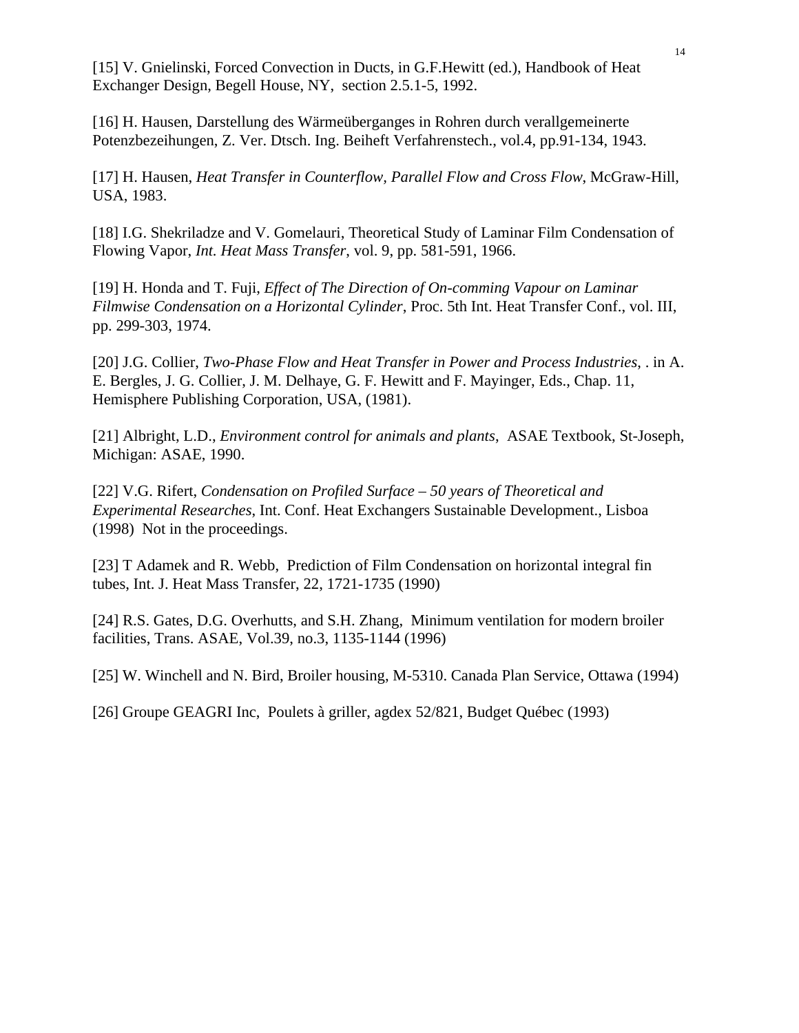[15] V. Gnielinski, Forced Convection in Ducts, in G.F.Hewitt (ed.), Handbook of Heat Exchanger Design, Begell House, NY, section 2.5.1-5, 1992.

[16] H. Hausen, Darstellung des Wärmeüberganges in Rohren durch verallgemeinerte Potenzbezeihungen, Z. Ver. Dtsch. Ing. Beiheft Verfahrenstech., vol.4, pp.91-134, 1943.

[17] H. Hausen, *Heat Transfer in Counterflow, Parallel Flow and Cross Flow*, McGraw-Hill, USA, 1983.

[18] I.G. Shekriladze and V. Gomelauri, Theoretical Study of Laminar Film Condensation of Flowing Vapor, *Int. Heat Mass Transfer*, vol. 9, pp. 581-591, 1966.

[19] H. Honda and T. Fuji, *Effect of The Direction of On-comming Vapour on Laminar Filmwise Condensation on a Horizontal Cylinder*, Proc. 5th Int. Heat Transfer Conf., vol. III, pp. 299-303, 1974.

[20] J.G. Collier, *Two-Phase Flow and Heat Transfer in Power and Process Industries*, . in A. E. Bergles, J. G. Collier, J. M. Delhaye, G. F. Hewitt and F. Mayinger, Eds., Chap. 11, Hemisphere Publishing Corporation, USA, (1981).

[21] Albright, L.D., *Environment control for animals and plants*, ASAE Textbook, St-Joseph, Michigan: ASAE, 1990.

[22] V.G. Rifert, *Condensation on Profiled Surface – 50 years of Theoretical and Experimental Researches*, Int. Conf. Heat Exchangers Sustainable Development., Lisboa (1998) Not in the proceedings.

[23] T Adamek and R. Webb, Prediction of Film Condensation on horizontal integral fin tubes, Int. J. Heat Mass Transfer, 22, 1721-1735 (1990)

[24] R.S. Gates, D.G. Overhutts, and S.H. Zhang, Minimum ventilation for modern broiler facilities, Trans. ASAE, Vol.39, no.3, 1135-1144 (1996)

[25] W. Winchell and N. Bird, Broiler housing, M-5310. Canada Plan Service, Ottawa (1994)

[26] Groupe GEAGRI Inc, Poulets à griller, agdex 52/821, Budget Québec (1993)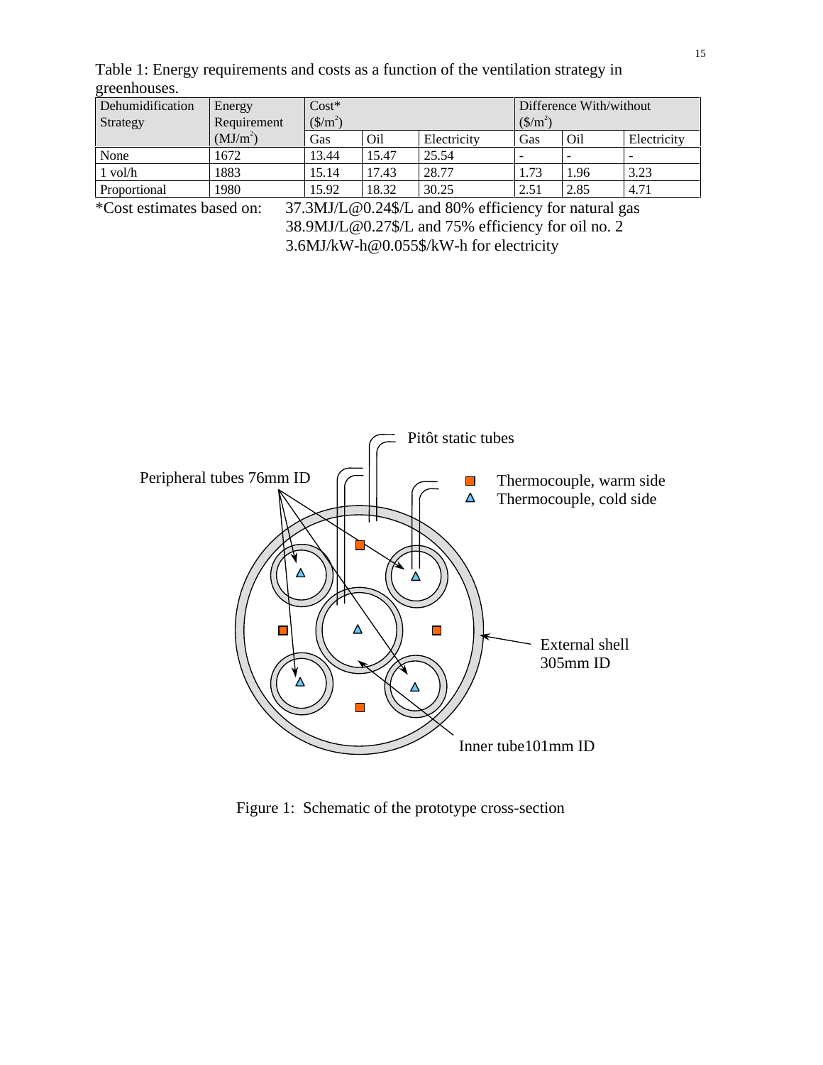Table 1: Energy requirements and costs as a function of the ventilation strategy in greenhouses.

| Dehumidification Strategy | Energy Requirement ($MJ/m^2$) | Cost* ($\$/m^2$) | | | Difference With/without ($\$/m^2$) | | |
|---|---|---|---|---|---|---|---|
| | | Gas | Oil | Electricity | Gas | Oil | Electricity |
| None | 1672 | 13.44 | 15.47 | 25.54 | - | - | - |
| 1 vol/h | 1883 | 15.14 | 17.43 | 28.77 | 1.73 | 1.96 | 3.23 |
| Proportional | 1980 | 15.92 | 18.32 | 30.25 | 2.51 | 2.85 | 4.71 |

*Cost estimates based on: 37.3MJ/L@0.24$/L and 80% efficiency for natural gas
38.9MJ/L@0.27$/L and 75% efficiency for oil no. 2
3.6MJ/kW-h@0.055$/kW-h for electricity

Figure 1: Schematic of the prototype cross-section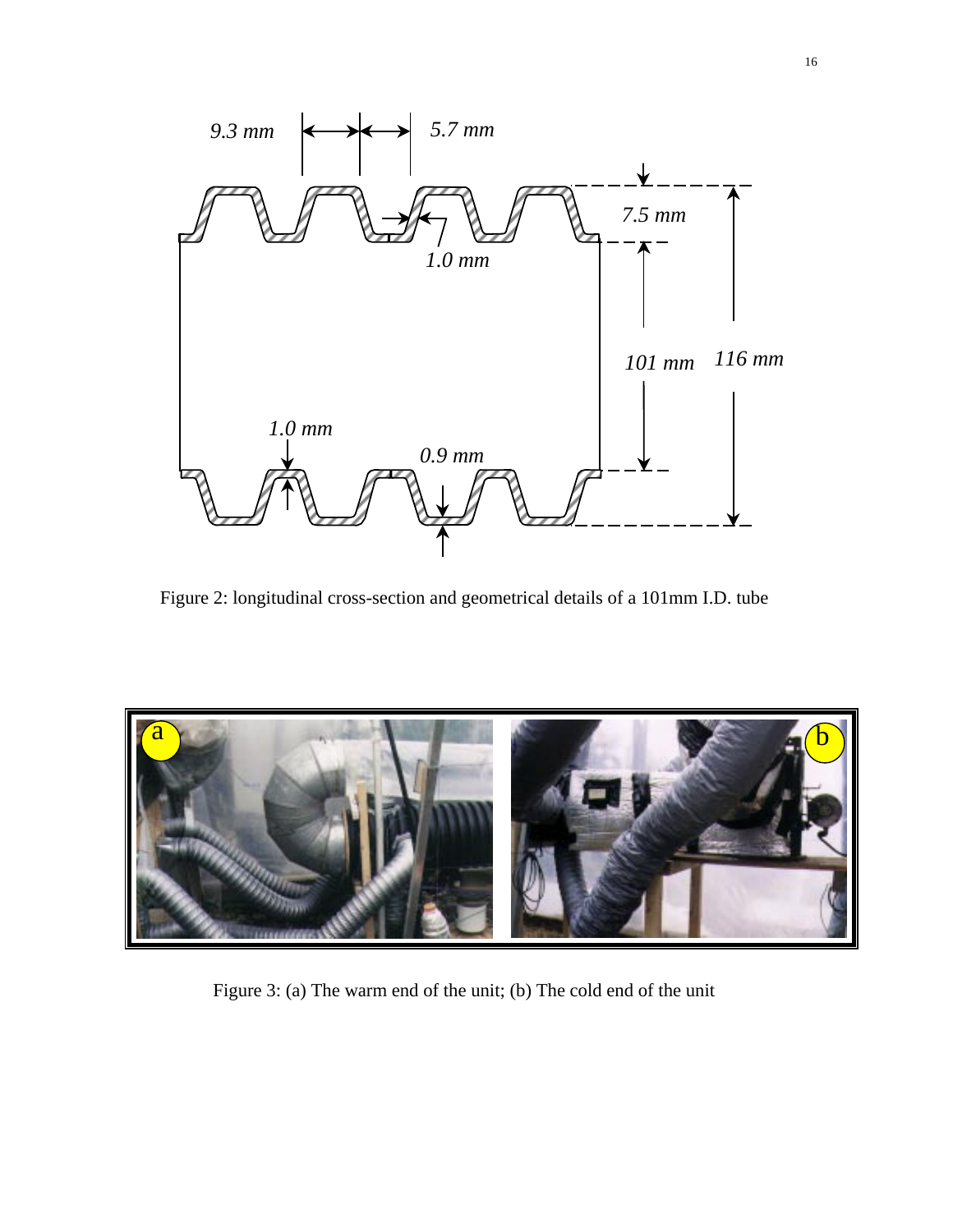Figure 2: longitudinal cross-section and geometrical details of a 101mm I.D. tube

Figure 3: (a) The warm end of the unit; (b) The cold end of the unit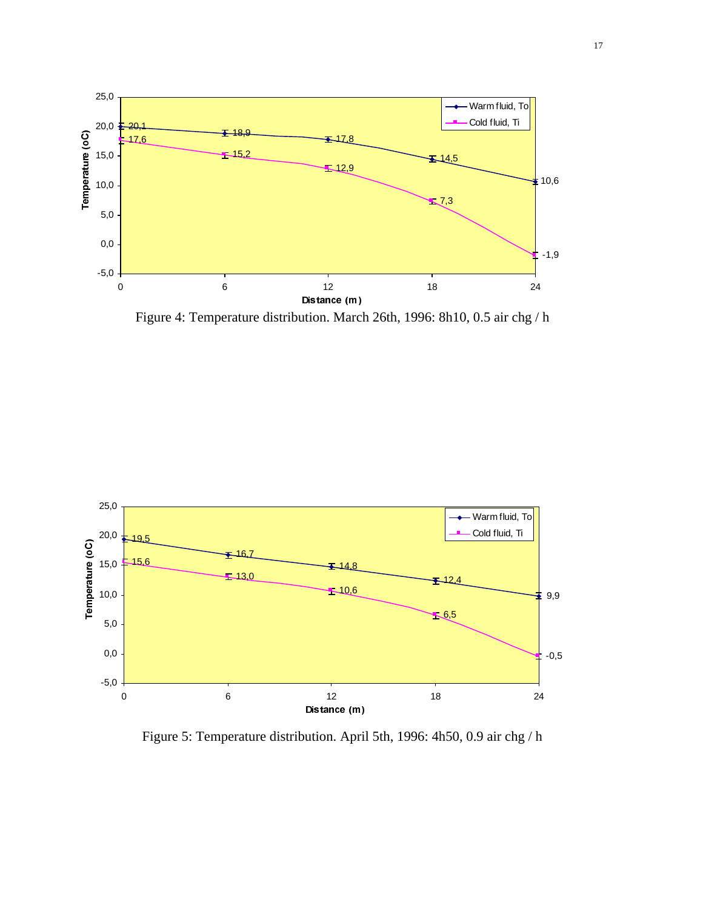Figure 4: Temperature distribution. March 26th, 1996: 8h10, 0.5 air chg / h

Figure 5: Temperature distribution. April 5th, 1996: 4h50, 0.9 air chg / h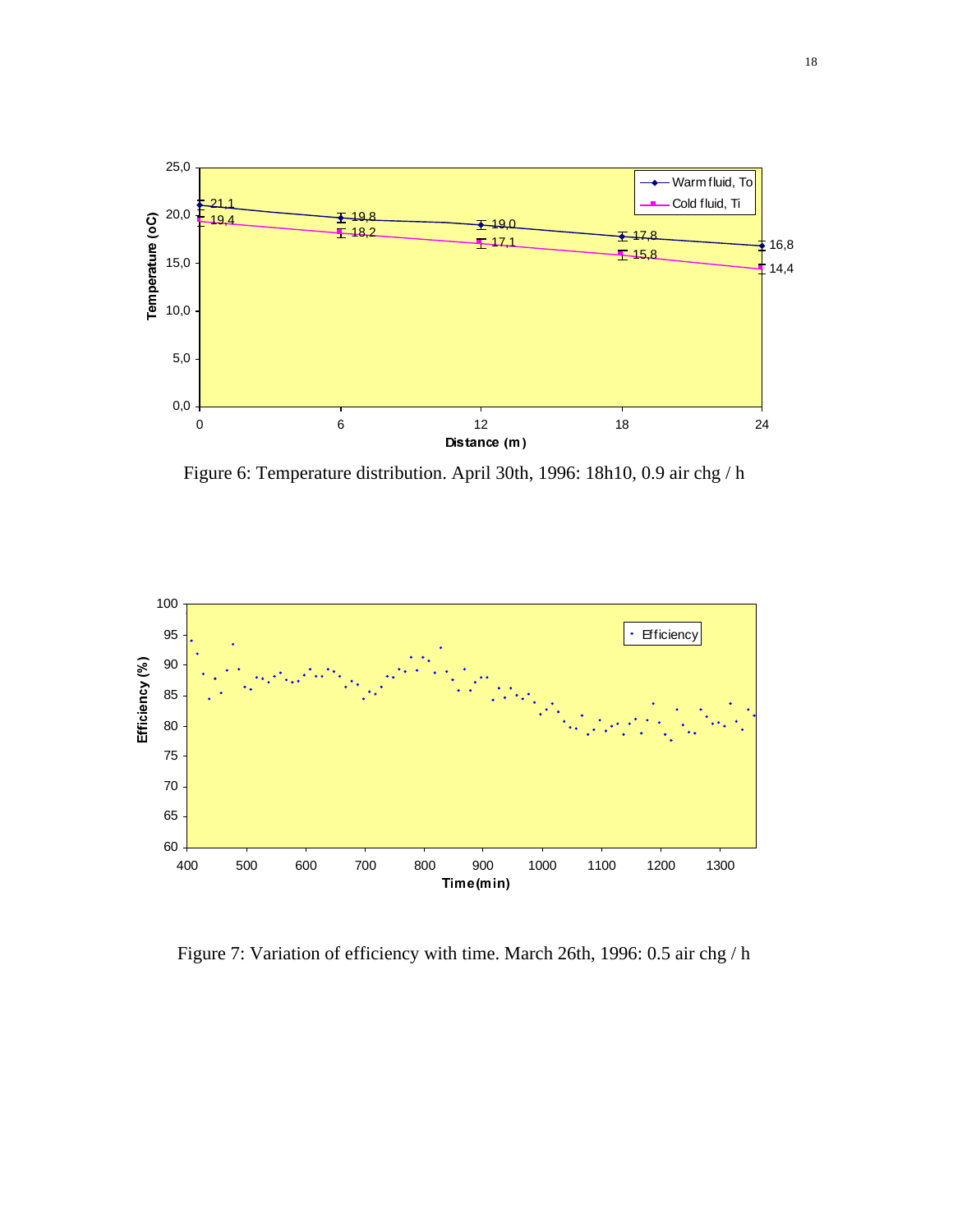Figure 6: Temperature distribution. April 30th, 1996: 18h10, 0.9 air chg / h

Figure 7: Variation of efficiency with time. March 26th, 1996: 0.5 air chg / h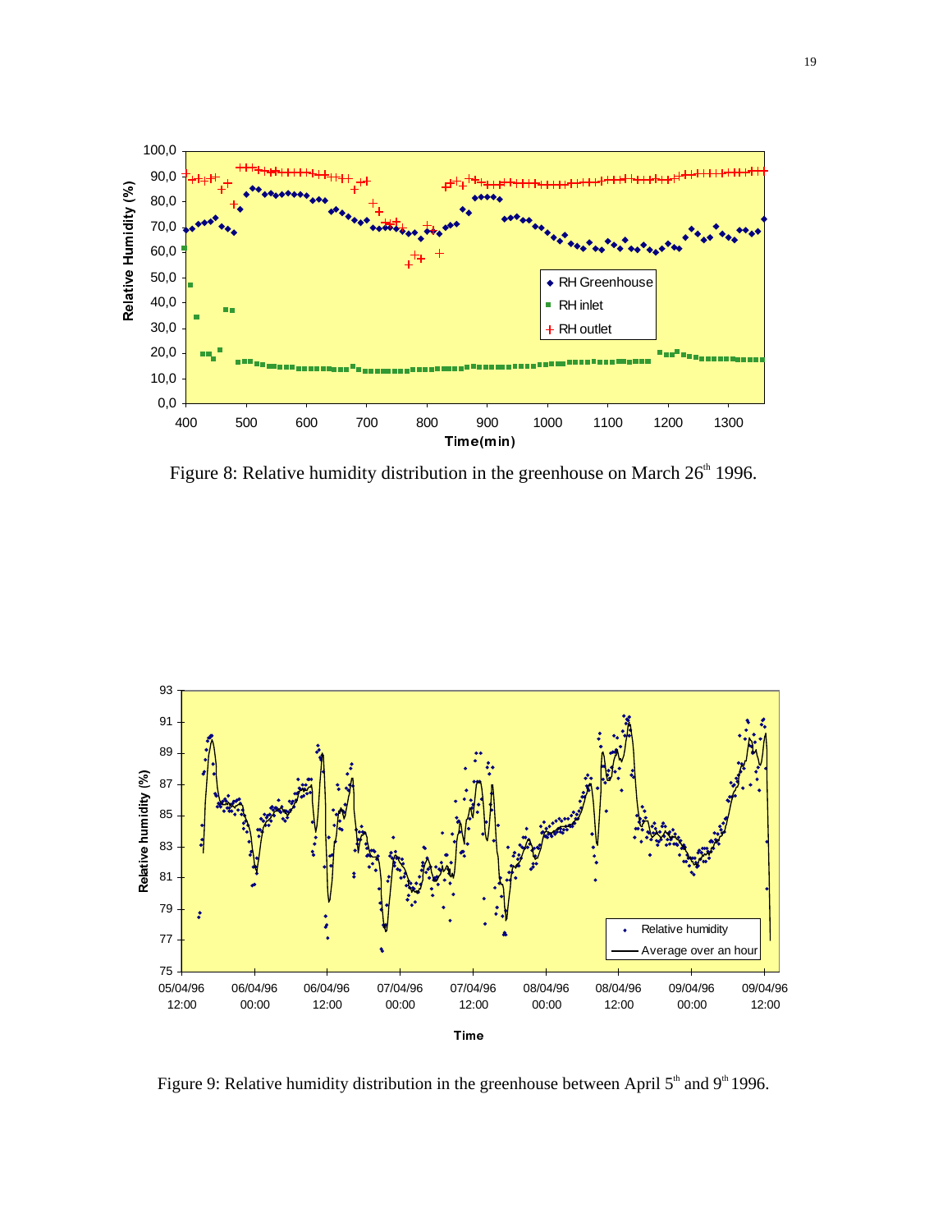Figure 8: Relative humidity distribution in the greenhouse on March 26[th] 1996.

Figure 9: Relative humidity distribution in the greenhouse between April 5[th] and 9[th] 1996.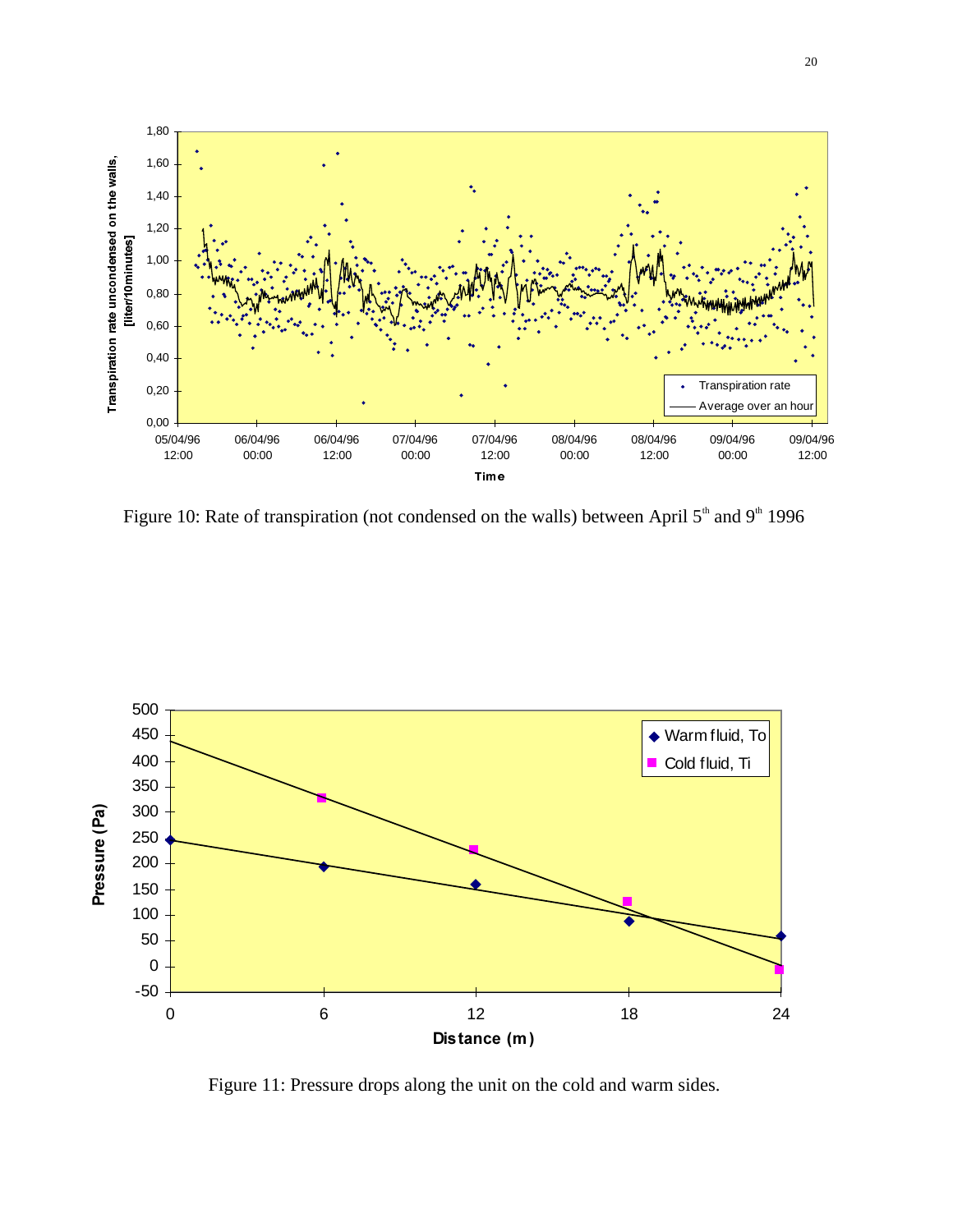Transpiration rate uncondensed on the walls, [liter/10minutes]

1,80
1,60
1,40
1,20
1,00
0,80
0,60
0,40
0,20
0,00

05/04/96 12:00
06/04/96 00:00
06/04/96 12:00
07/04/96 00:00
07/04/96 12:00
08/04/96 00:00
08/04/96 12:00
09/04/96 00:00
09/04/96 12:00

Time

Transpiration rate
Average over an hour

Figure 10: Rate of transpiration (not condensed on the walls) between April 5th and 9th 1996

Pressure (Pa)

500
450
400
350
300
250
200
150
100
50
0
-50

0
6
12
18
24

Distance (m)

Warm fluid, To
Cold fluid, Ti

Figure 11: Pressure drops along the unit on the cold and warm sides.